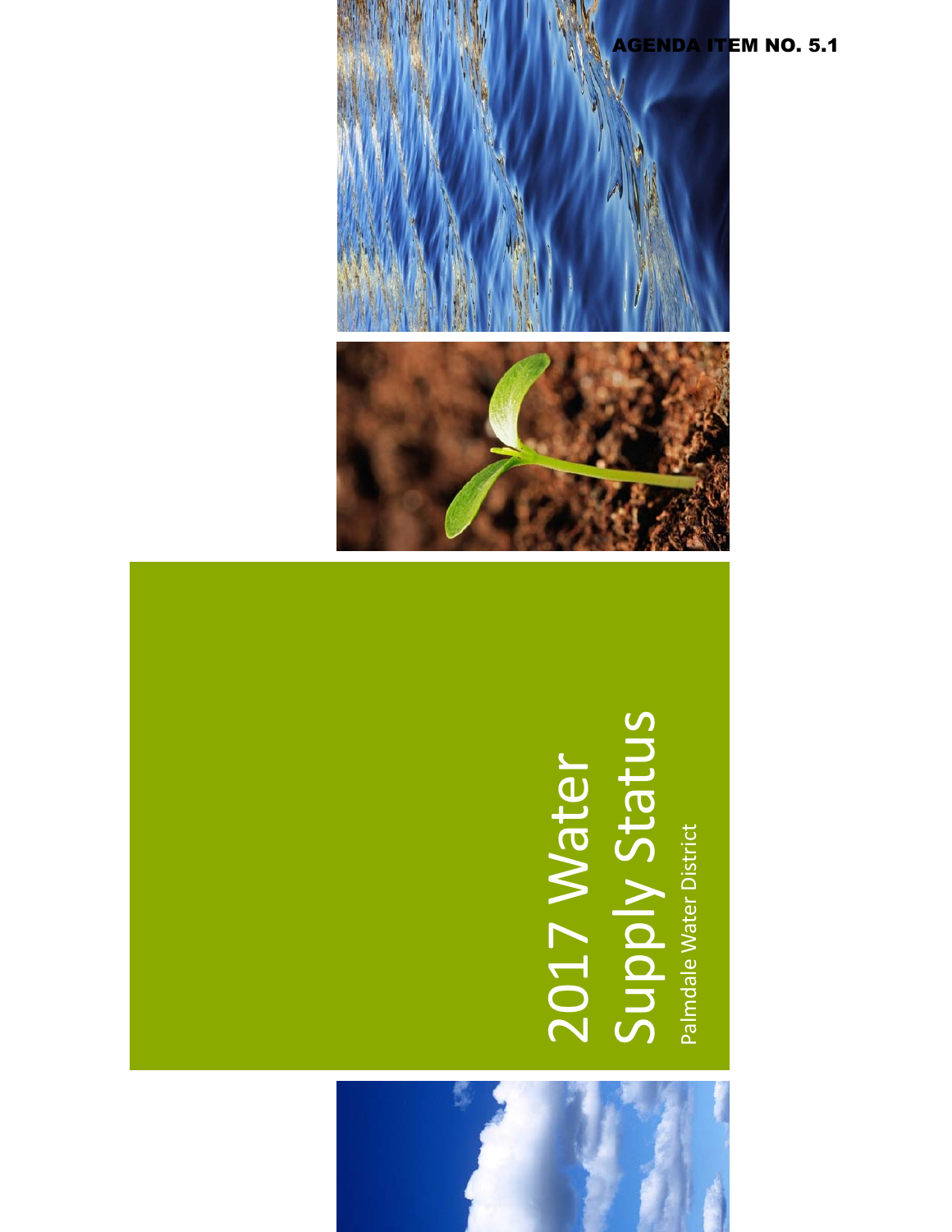AGENDA ITEM NO. 5.1

# 2017 Water Supply Status

Palmdale Water District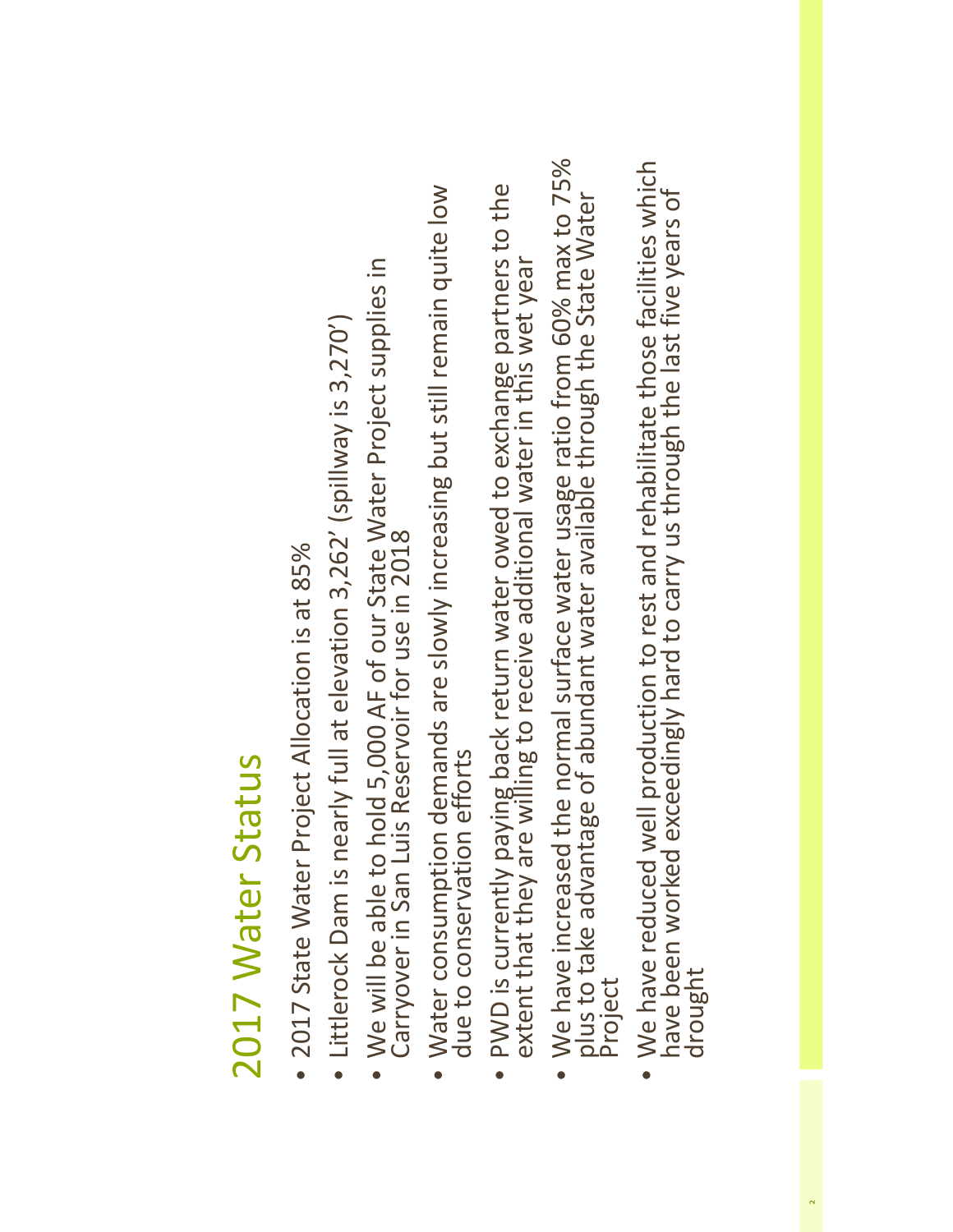# 2017 Water Status

- 2017 State Water Project Allocation is at 85%
- Littlerock Dam is nearly full at elevation 3,262' (spillway is 3,270')
- We will be able to hold 5,000 AF of our State Water Project supplies in Carryover in San Luis Reservoir for use in 2018
- Water consumption demands are slowly increasing but still remain quite low due to conservation efforts
- PWD is currently paying back return water owed to exchange partners to the extent that they are willing to receive additional water in this wet year
- We have increased the normal surface water usage ratio from 60% max to 75% plus to take advantage of abundant water available through the State Water Project
- We have reduced well production to rest and rehabilitate those facilities which have been worked exceedingly hard to carry us through the last five years of drought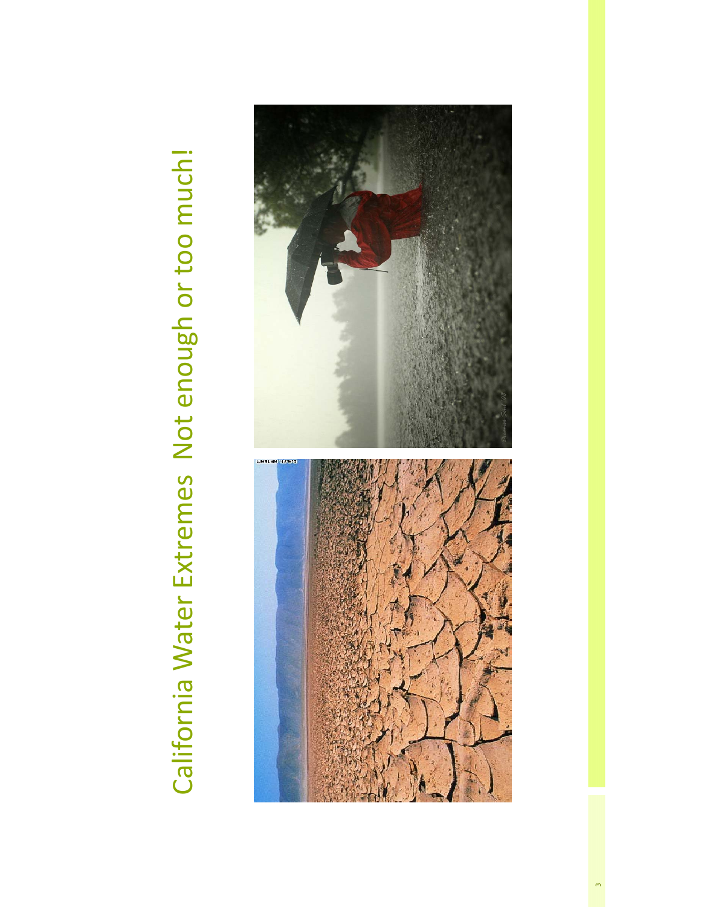# California Water Extremes Not enough or too much!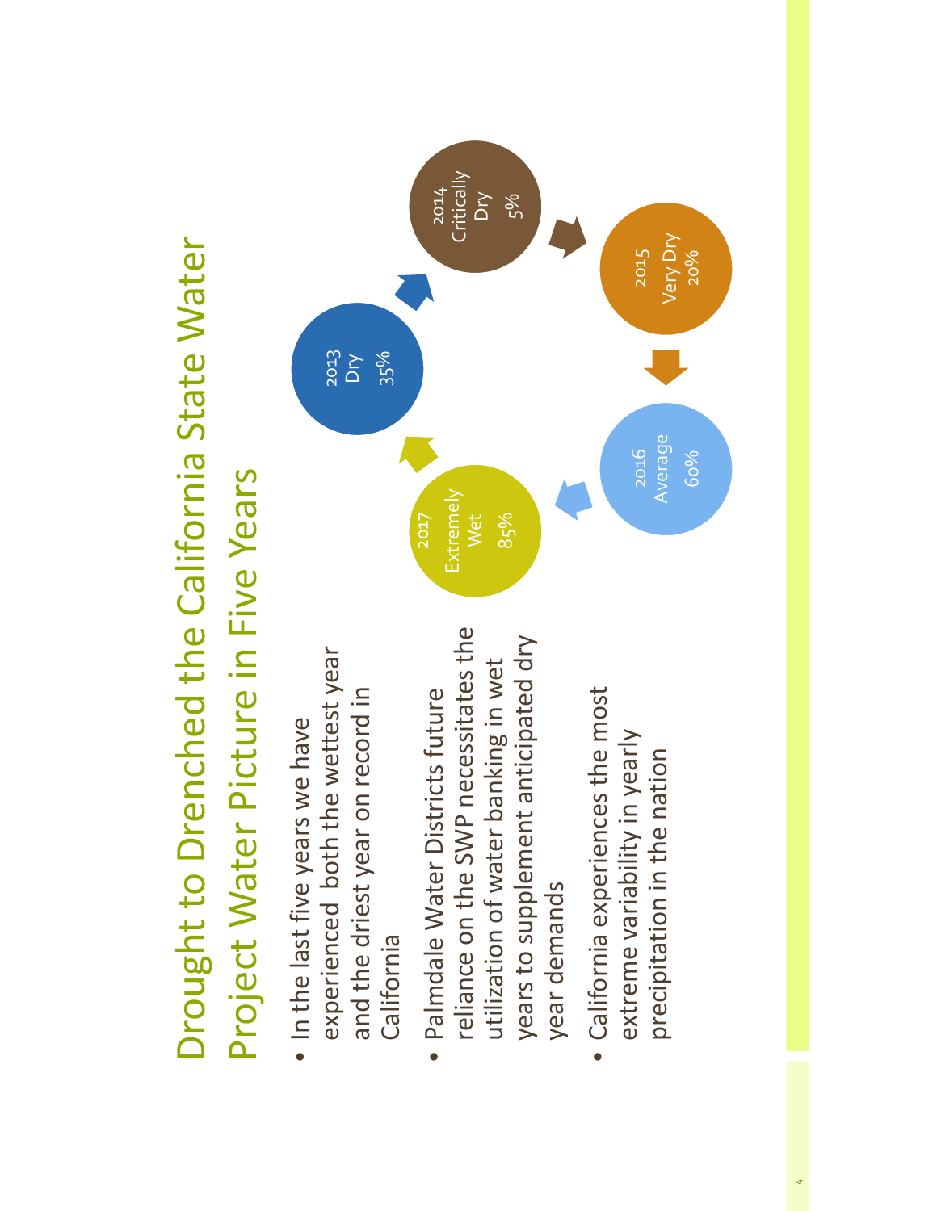# Drought to Drenched the California State Water Project Water Picture in Five Years

- In the last five years we have experienced both the wettest year and the driest year on record in California
- Palmdale Water Districts future reliance on the SWP necessitates the utilization of water banking in wet years to supplement anticipated dry year demands
- California experiences the most extreme variability in yearly precipitation in the nation

2013 Dry 35%

2014 Critically Dry 5%

2015 Very Dry 20%

2016 Average 60%

2017 Extremely Wet 85%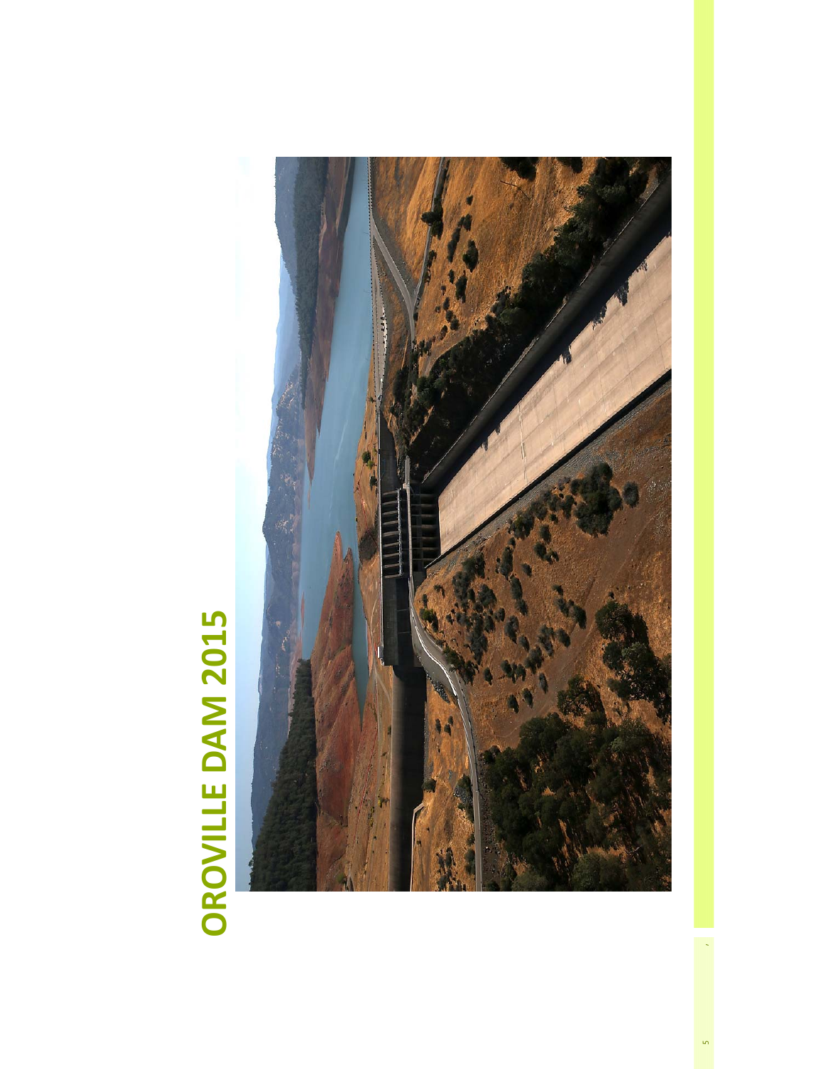# OROVILLE DAM 2015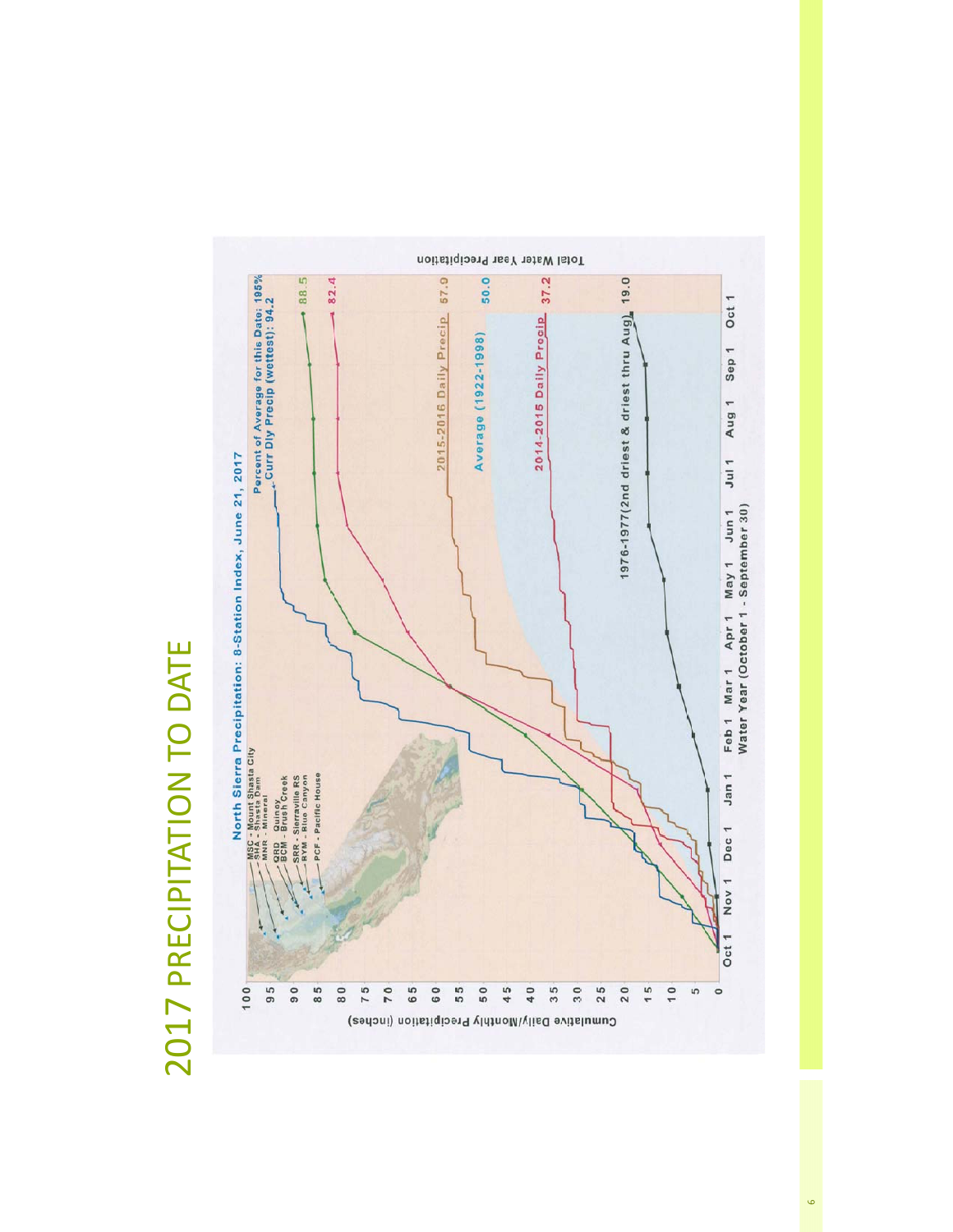# 2017 PRECIPITATION TO DATE

North Sierra Precipitation: 8-Station Index, June 21, 2017

MSC - Mount Shasta City
SHA - Shasta Dam
MNR - Mineral
QRD - Quincy
BCM - Brush Creek
SRR - Sierraville RS
BYM - Blue Canyon
PCF - Pacific House

Percent of Average for this Date: 195%
Curr Dly Precip (wettest): 94.2

88.5

82.4

2015-2016 Daily Precip 57.9

Average (1922-1998) 50.0

2014-2015 Daily Precip 37.2

1976-1977(2nd driest & driest thru Aug) 19.0

Cumulative Daily/Monthly Precipitation (inches)

0 5 10 15 20 25 30 35 40 45 50 55 60 65 70 75 80 85 90 95 100

Oct 1 Nov 1 Dec 1 Jan 1 Feb 1 Mar 1 Apr 1 May 1 Jun 1 Jul 1 Aug 1 Sep 1 Oct 1

Water Year (October 1 - September 30)

Total Water Year Precipitation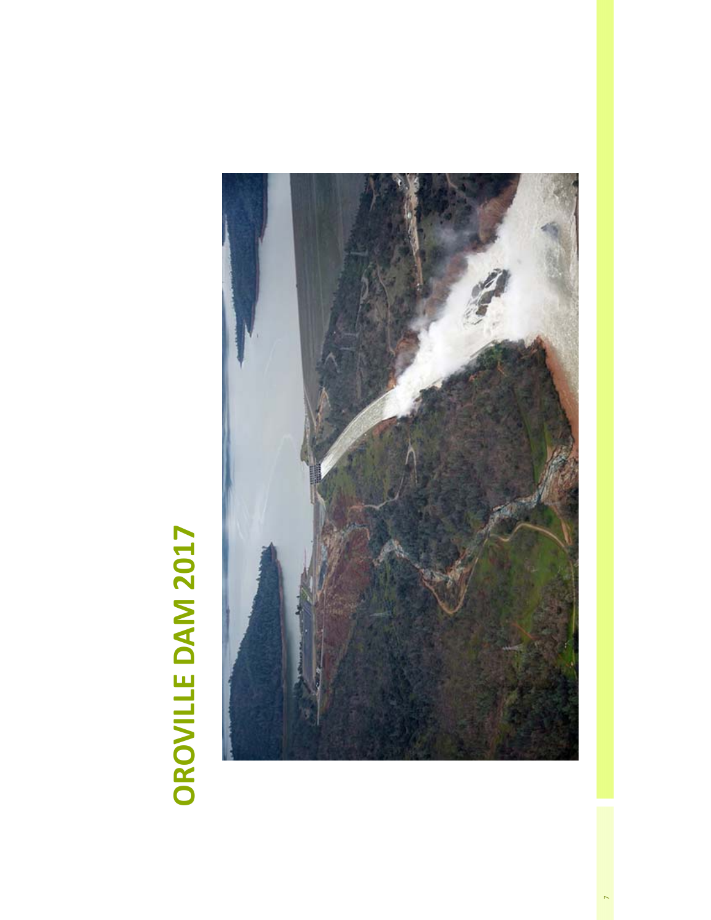# OROVILLE DAM 2017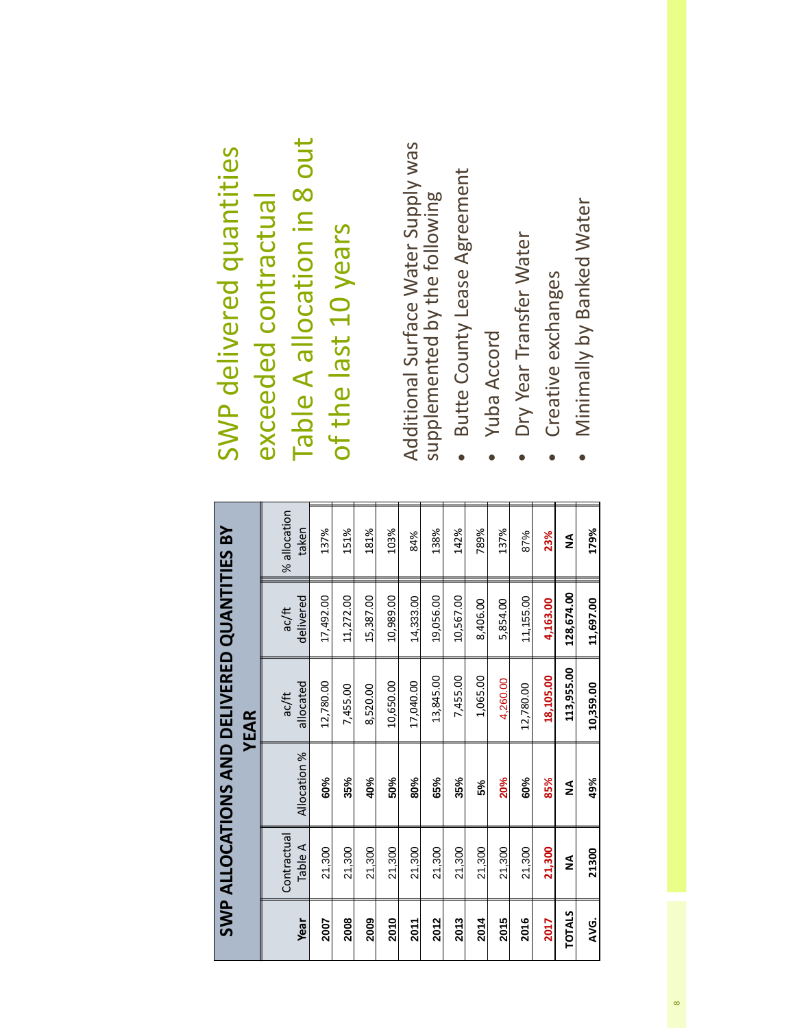## SWP ALLOCATIONS AND DELIVERED QUANTITIES BY YEAR

| Year | Contractual Table A | Allocation % | ac/ft allocated | ac/ft delivered | % allocation taken |
|---|---|---|---|---|---|
| **2007** | 21,300 | **60%** | 12,780.00 | 17,492.00 | 137% |
| **2008** | 21,300 | **35%** | 7,455.00 | 11,272.00 | 151% |
| **2009** | 21,300 | **40%** | 8,520.00 | 15,387.00 | 181% |
| **2010** | 21,300 | **50%** | 10,650.00 | 10,989.00 | 103% |
| **2011** | 21,300 | **80%** | 17,040.00 | 14,333.00 | 84% |
| **2012** | 21,300 | **65%** | 13,845.00 | 19,056.00 | 138% |
| **2013** | 21,300 | **35%** | 7,455.00 | 10,567.00 | 142% |
| **2014** | 21,300 | **5%** | 1,065.00 | 8,406.00 | 789% |
| **2015** | 21,300 | **20%** | 4,260.00 | 5,854.00 | 137% |
| **2016** | 21,300 | **60%** | 12,780.00 | 11,155.00 | 87% |
| **2017** | **21,300** | **85%** | **18,105.00** | **4,163.00** | **23%** |
| **TOTALS** | **NA** | **NA** | **113,955.00** | **128,674.00** | **NA** |
| **AVG.** | **21300** | **49%** | **10,359.00** | **11,697.00** | **179%** |

# SWP delivered quantities exceeded contractual Table A allocation in 8 out of the last 10 years

Additional Surface Water Supply was supplemented by the following

- Butte County Lease Agreement
- Yuba Accord
- Dry Year Transfer Water
- Creative exchanges
- Minimally by Banked Water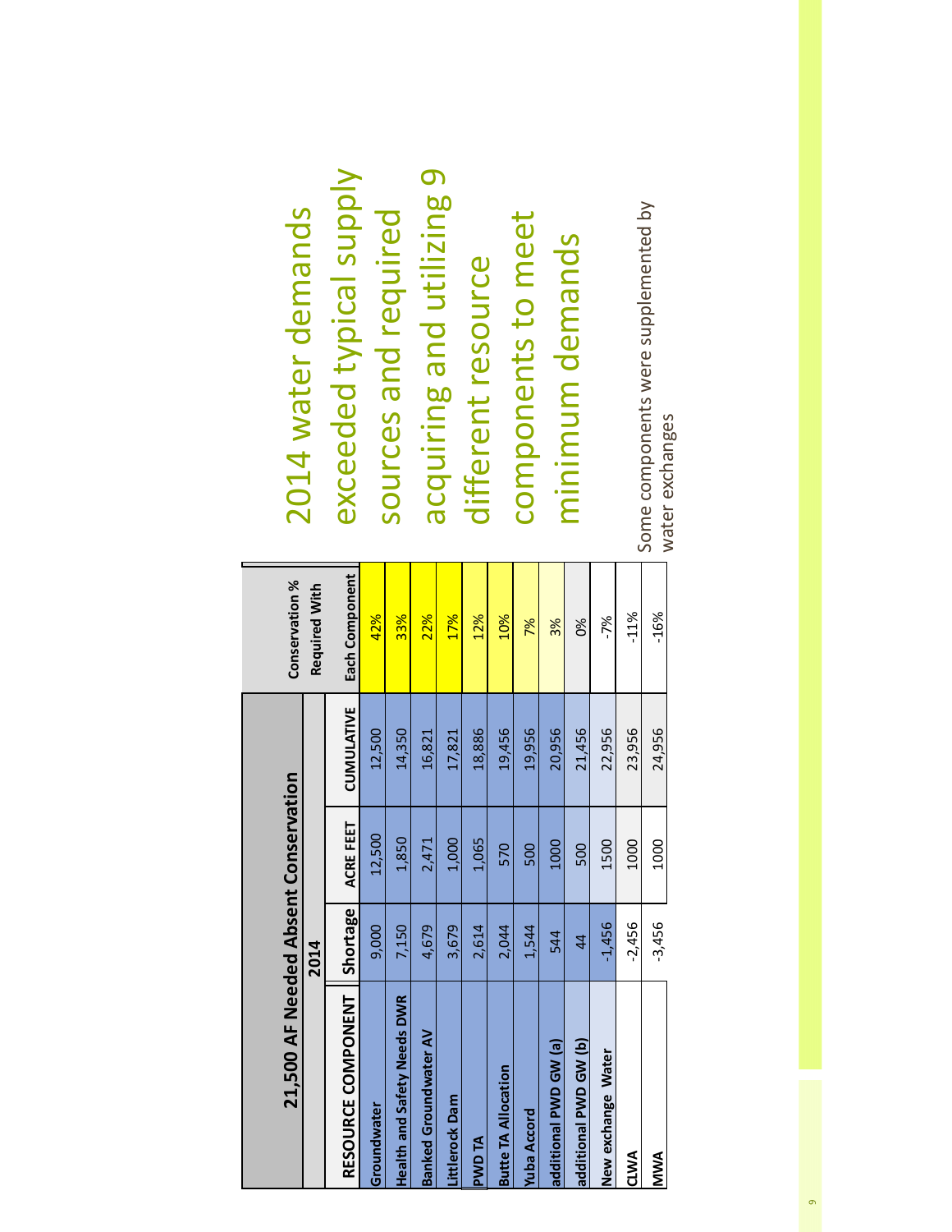| 21,500 AF Needed Absent Conservation | | | | Conservation % Required With |
|---|---|---|---|---|
| | 2014 | | | |
| RESOURCE COMPONENT | Shortage | ACRE FEET | CUMULATIVE | Each Component |
| Groundwater | 9,000 | 12,500 | 12,500 | 42% |
| Health and Safety Needs DWR | 7,150 | 1,850 | 14,350 | 33% |
| Banked Groundwater AV | 4,679 | 2,471 | 16,821 | 22% |
| Littlerock Dam | 3,679 | 1,000 | 17,821 | 17% |
| PWD TA | 2,614 | 1,065 | 18,886 | 12% |
| Butte TA Allocation | 2,044 | 570 | 19,456 | 10% |
| Yuba Accord | 1,544 | 500 | 19,956 | 7% |
| additional PWD GW (a) | 544 | 1000 | 20,956 | 3% |
| additional PWD GW (b) | 44 | 500 | 21,456 | 0% |
| New exchange Water | -1,456 | 1500 | 22,956 | -7% |
| CLWA | -2,456 | 1000 | 23,956 | -11% |
| MWA | -3,456 | 1000 | 24,956 | -16% |

# 2014 water demands exceeded typical supply sources and required acquiring and utilizing 9 different resource components to meet minimum demands

Some components were supplemented by water exchanges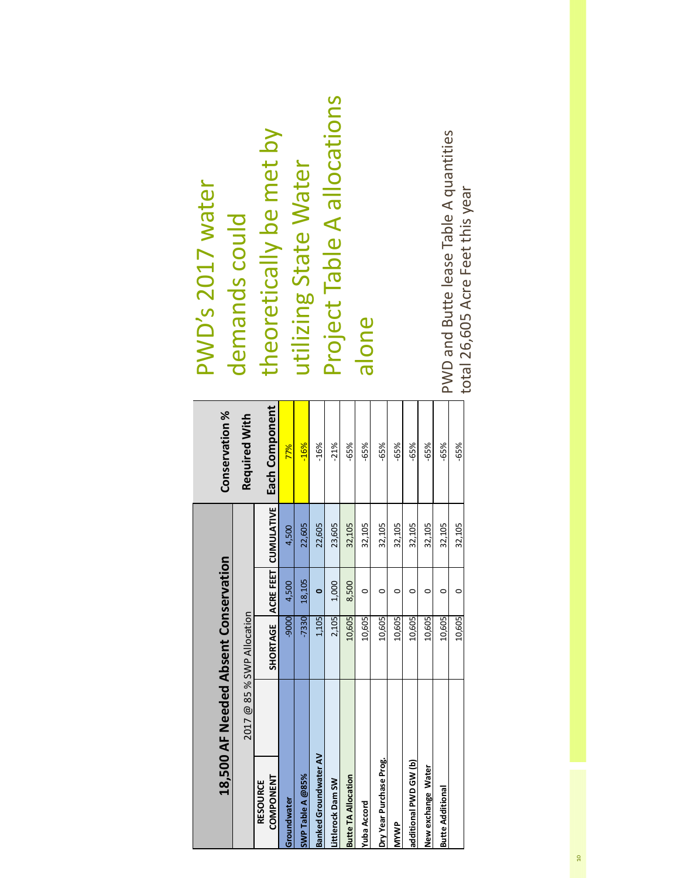| 18,500 AF Needed Absent Conservation | | | | Conservation % |
|---|---|---|---|---|
| | 2017 @ 85 % SWP Allocation | | | Required With |
| RESOURCE COMPONENT | SHORTAGE | ACRE FEET | CUMULATIVE | Each Component |
| Groundwater | -9000 | 4,500 | 4,500 | 77% |
| SWP Table A @85% | -7330 | 18,105 | 22,605 | -16% |
| Banked Groundwater AV | 1,105 | 0 | 22,605 | -16% |
| Littlerock Dam SW | 2,105 | 1,000 | 23,605 | -21% |
| Butte TA Allocation | 10,605 | 8,500 | 32,105 | -65% |
| Yuba Accord | 10,605 | 0 | 32,105 | -65% |
| Dry Year Purchase Prog. | 10,605 | 0 | 32,105 | -65% |
| MYWP | 10,605 | 0 | 32,105 | -65% |
| additional PWD GW (b) | 10,605 | 0 | 32,105 | -65% |
| New exchange Water | 10,605 | 0 | 32,105 | -65% |
| Butte Additional | 10,605 | 0 | 32,105 | -65% |
| | 10,605 | 0 | 32,105 | -65% |

# PWD's 2017 water demands could theoretically be met by utilizing State Water Project Table A allocations alone

PWD and Butte lease Table A quantities total 26,605 Acre Feet this year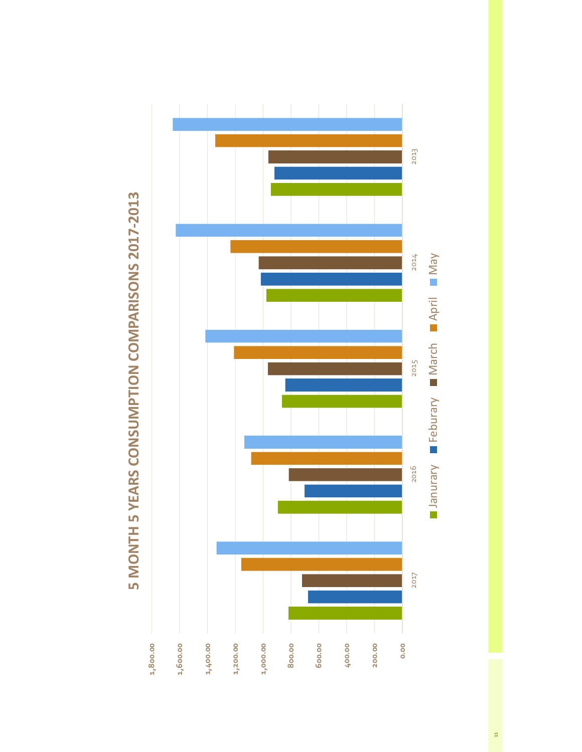# 5 MONTH 5 YEARS CONSUMPTION COMPARISONS 2017-2013

1,800.00
1,600.00
1,400.00
1,200.00
1,000.00
800.00
600.00
400.00
200.00
0.00

2017
2016
2015
2014
2013

Janurary
Feburary
March
April
May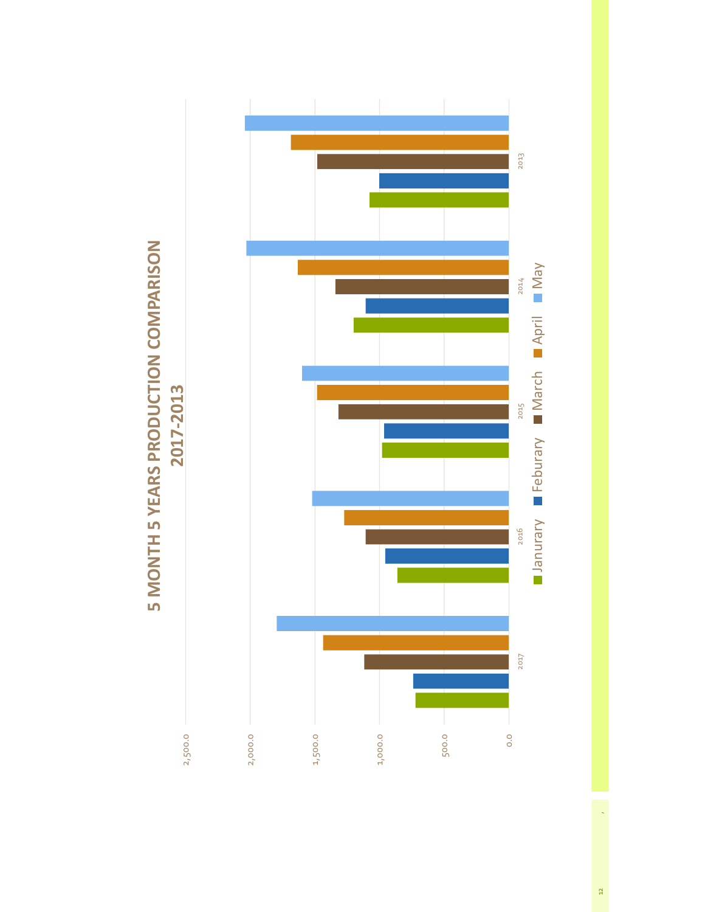# 5 MONTH 5 YEARS PRODUCTION COMPARISON
## 2017-2013

2,500.0
2,000.0
1,500.0
1,000.0
500.0
0.0

2017
2016
2015
2014
2013

Janurary
Feburary
March
April
May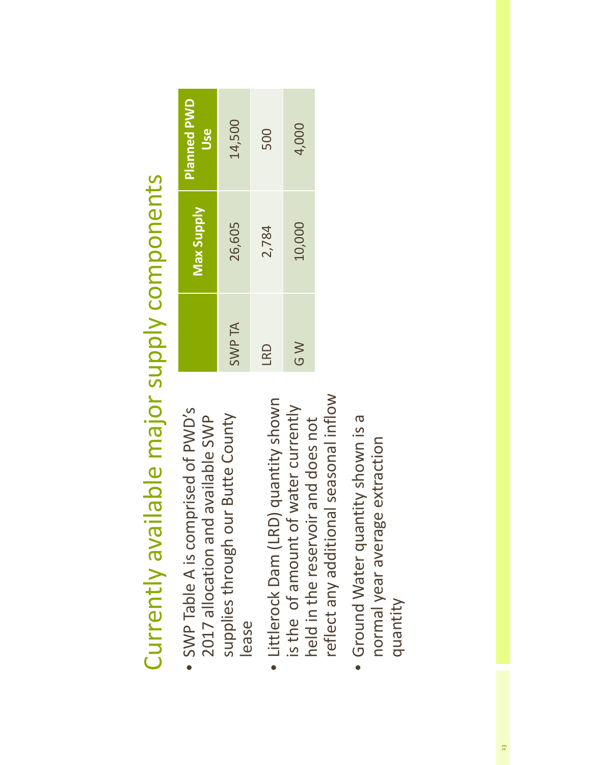# Currently available major supply components

- SWP Table A is comprised of PWD's 2017 allocation and available SWP supplies through our Butte County lease
- Littlerock Dam (LRD) quantity shown is the of amount of water currently held in the reservoir and does not reflect any additional seasonal inflow
- Ground Water quantity shown is a normal year average extraction quantity

| | Max Supply | Planned PWD Use |
|---|---|---|
| SWP TA | 26,605 | 14,500 |
| LRD | 2,784 | 500 |
| G W | 10,000 | 4,000 |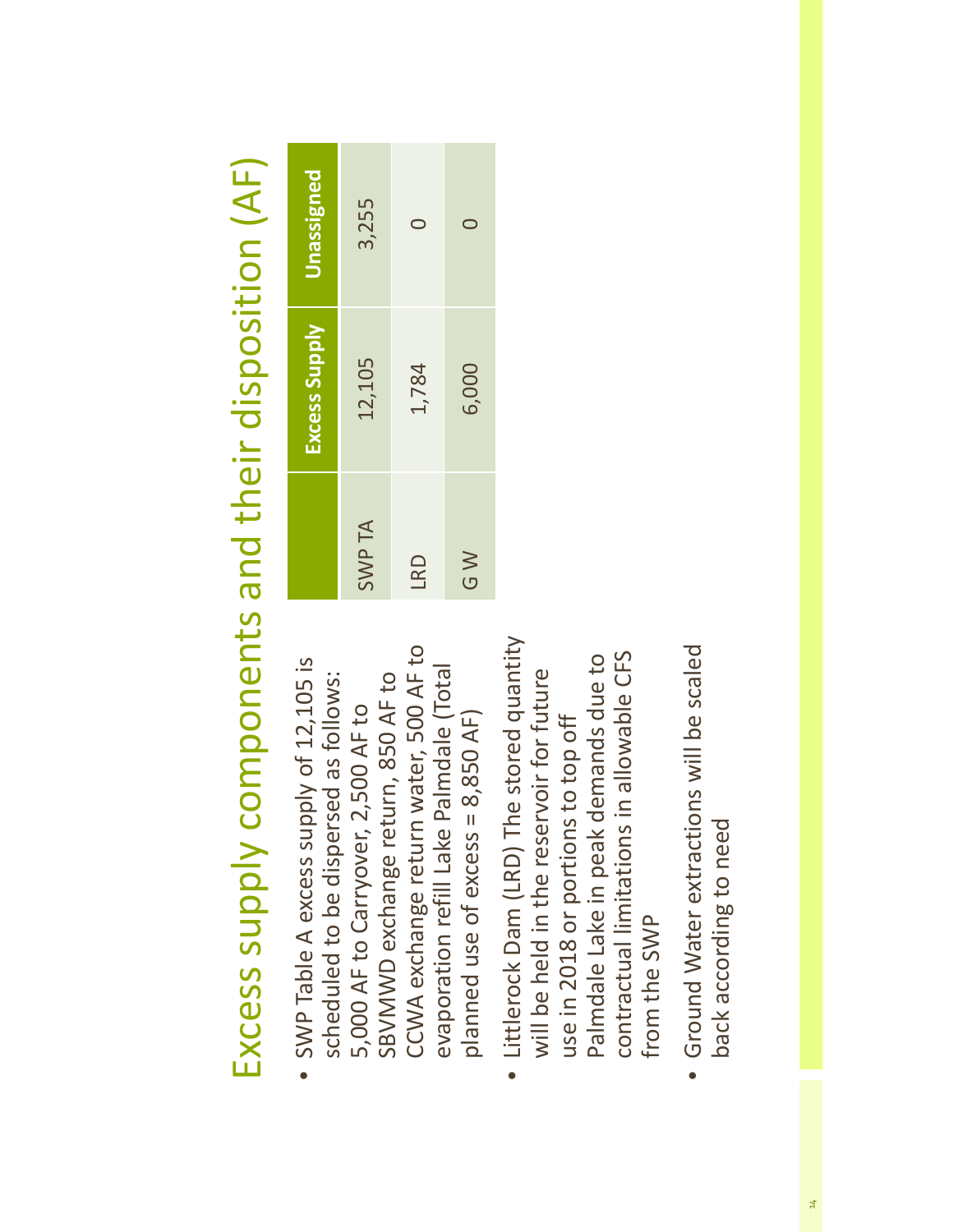# Excess supply components and their disposition (AF)

- SWP Table A excess supply of 12,105 is scheduled to be dispersed as follows: 5,000 AF to Carryover, 2,500 AF to SBVMWD exchange return, 850 AF to CCWA exchange return water, 500 AF to evaporation refill Lake Palmdale (Total planned use of excess = 8,850 AF)
- Littlerock Dam (LRD) The stored quantity will be held in the reservoir for future use in 2018 or portions to top off Palmdale Lake in peak demands due to contractual limitations in allowable CFS from the SWP
- Ground Water extractions will be scaled back according to need

| | Excess Supply | Unassigned |
| --- | --- | --- |
| SWP TA | 12,105 | 3,255 |
| LRD | 1,784 | 0 |
| G W | 6,000 | 0 |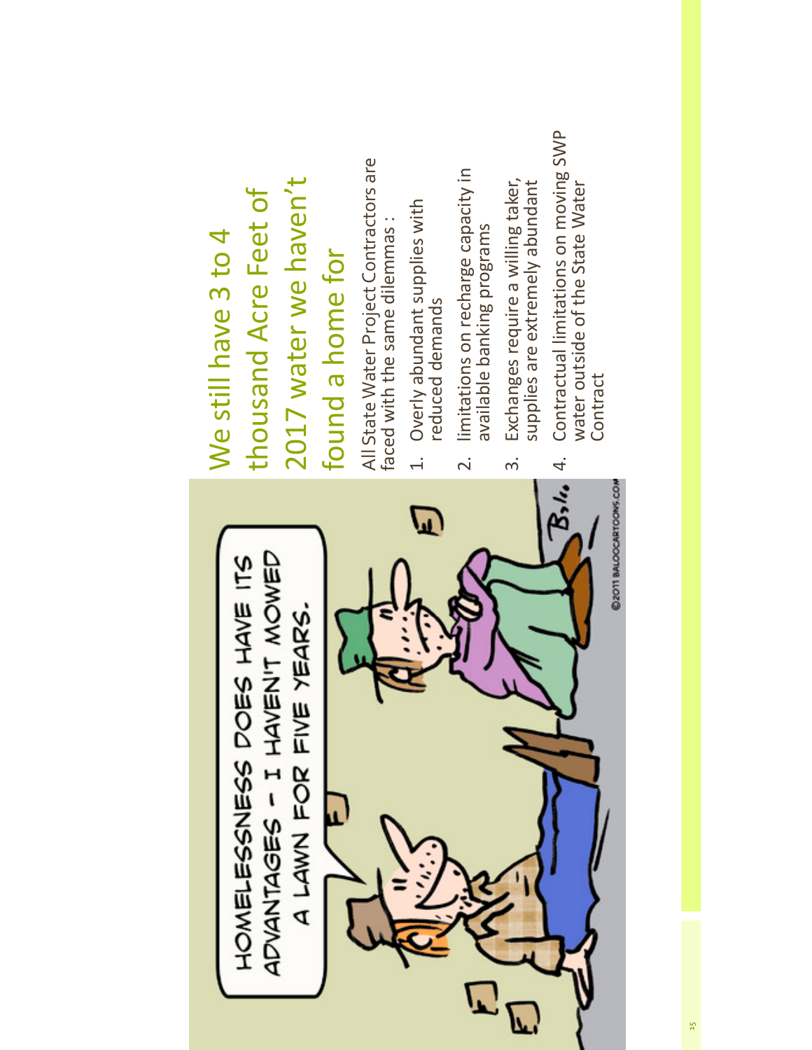# We still have 3 to 4 thousand Acre Feet of 2017 water we haven't found a home for

All State Water Project Contractors are faced with the same dilemmas :

1. Overly abundant supplies with reduced demands
2. limitations on recharge capacity in available banking programs
3. Exchanges require a willing taker, supplies are extremely abundant
4. Contractual limitations on moving SWP water outside of the State Water Contract